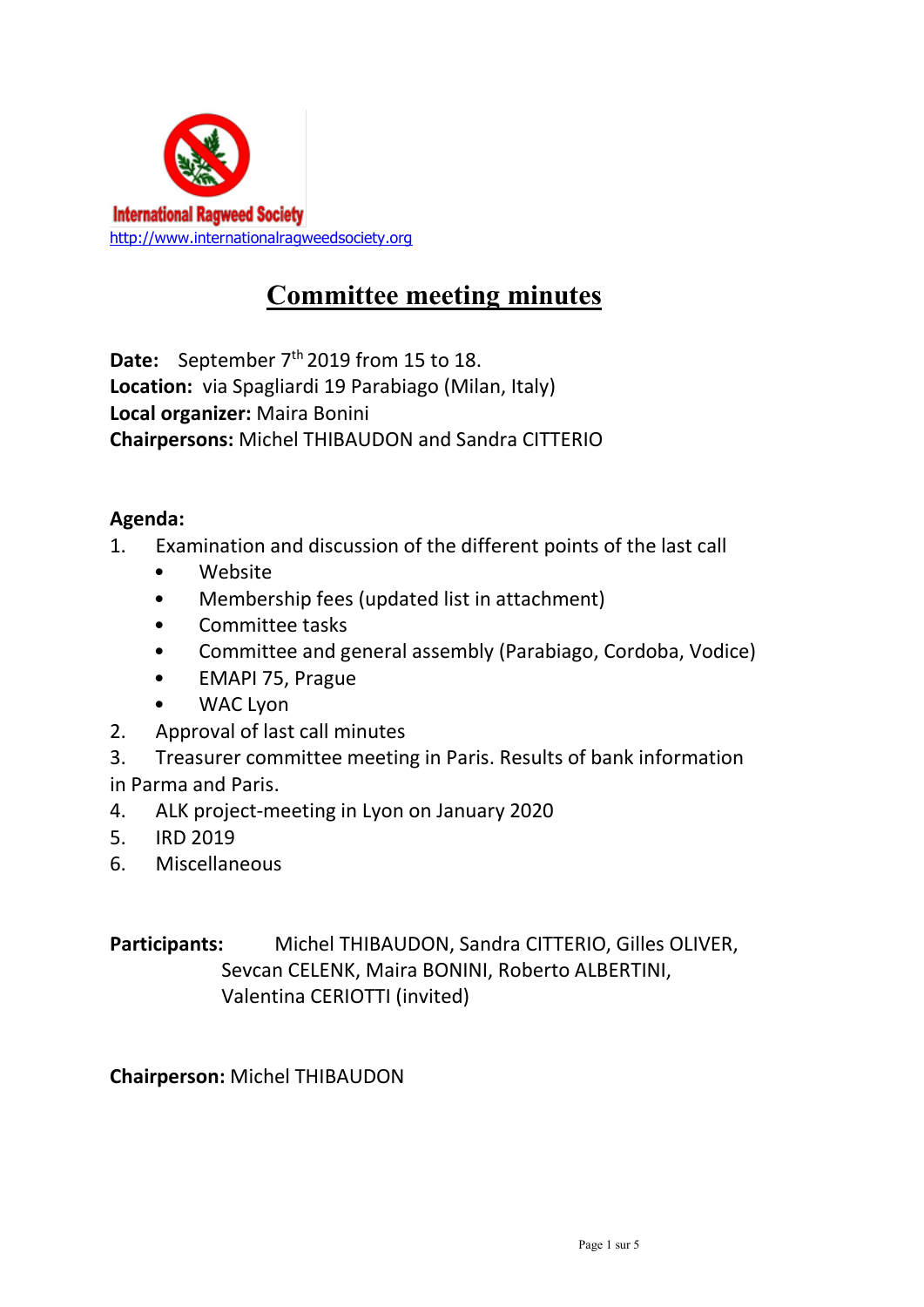International Ragweed Society
http://www.internationalragweedsociety.org

# Committee meeting minutes

**Date:** September 7th 2019 from 15 to 18.
**Location:** via Spagliardi 19 Parabiago (Milan, Italy)
**Local organizer:** Maira Bonini
**Chairpersons:** Michel THIBAUDON and Sandra CITTERIO

**Agenda:**

1. Examination and discussion of the different points of the last call
   - Website
   - Membership fees (updated list in attachment)
   - Committee tasks
   - Committee and general assembly (Parabiago, Cordoba, Vodice)
   - EMAPI 75, Prague
   - WAC Lyon
2. Approval of last call minutes
3. Treasurer committee meeting in Paris. Results of bank information in Parma and Paris.
4. ALK project-meeting in Lyon on January 2020
5. IRD 2019
6. Miscellaneous

**Participants:** Michel THIBAUDON, Sandra CITTERIO, Gilles OLIVER, Sevcan CELENK, Maira BONINI, Roberto ALBERTINI, Valentina CERIOTTI (invited)

**Chairperson:** Michel THIBAUDON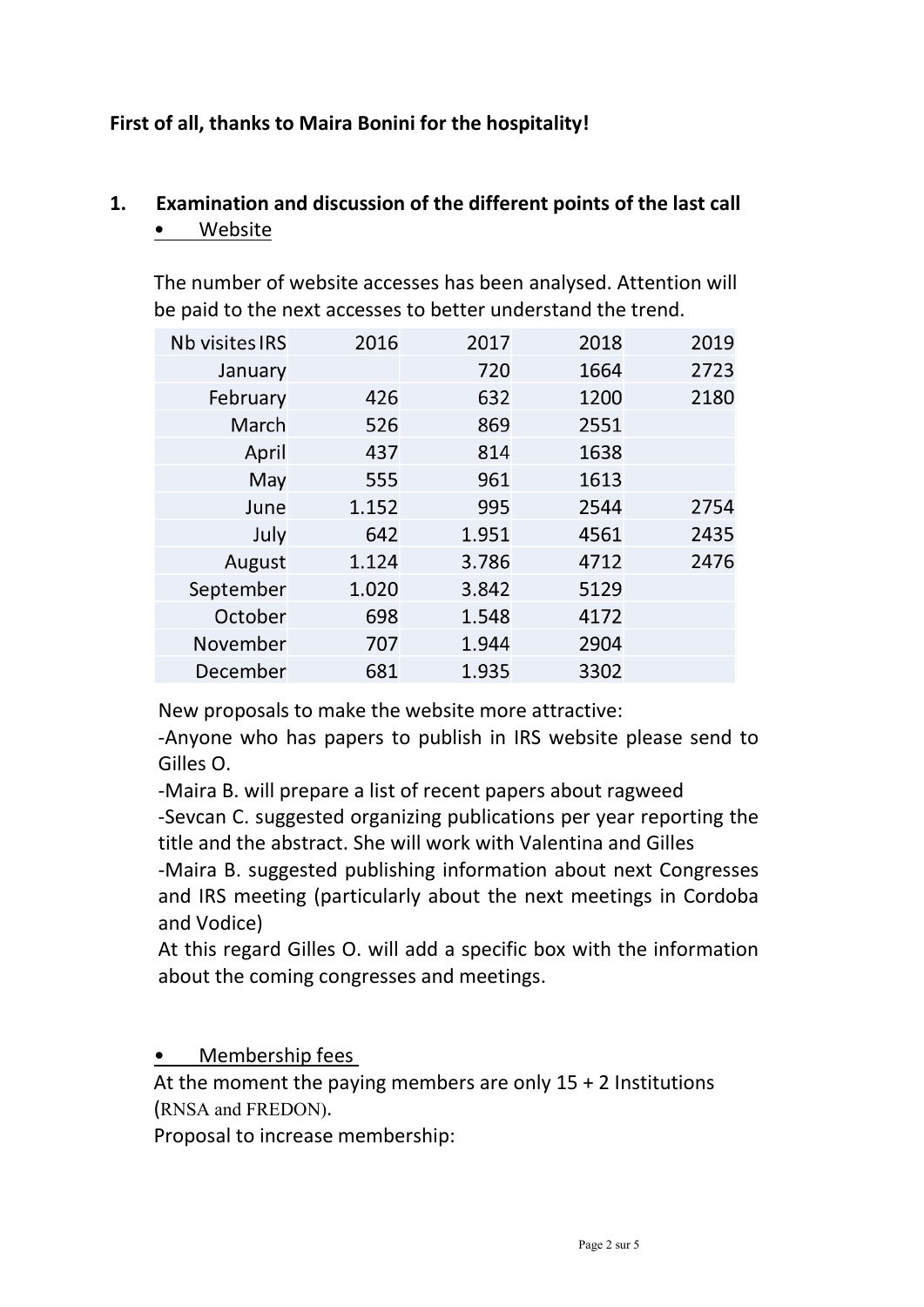**First of all, thanks to Maira Bonini for the hospitality!**

## 1. Examination and discussion of the different points of the last call

- <u>Website</u>

The number of website accesses has been analysed. Attention will be paid to the next accesses to better understand the trend.

| Nb visites IRS | 2016 | 2017 | 2018 | 2019 |
|---|---|---|---|---|
| January | | 720 | 1664 | 2723 |
| February | 426 | 632 | 1200 | 2180 |
| March | 526 | 869 | 2551 | |
| April | 437 | 814 | 1638 | |
| May | 555 | 961 | 1613 | |
| June | 1.152 | 995 | 2544 | 2754 |
| July | 642 | 1.951 | 4561 | 2435 |
| August | 1.124 | 3.786 | 4712 | 2476 |
| September | 1.020 | 3.842 | 5129 | |
| October | 698 | 1.548 | 4172 | |
| November | 707 | 1.944 | 2904 | |
| December | 681 | 1.935 | 3302 | |

New proposals to make the website more attractive:

-Anyone who has papers to publish in IRS website please send to Gilles O.

-Maira B. will prepare a list of recent papers about ragweed

-Sevcan C. suggested organizing publications per year reporting the title and the abstract. She will work with Valentina and Gilles

-Maira B. suggested publishing information about next Congresses and IRS meeting (particularly about the next meetings in Cordoba and Vodice)

At this regard Gilles O. will add a specific box with the information about the coming congresses and meetings.

- <u>Membership fees</u>

At the moment the paying members are only 15 + 2 Institutions (RNSA and FREDON).

Proposal to increase membership: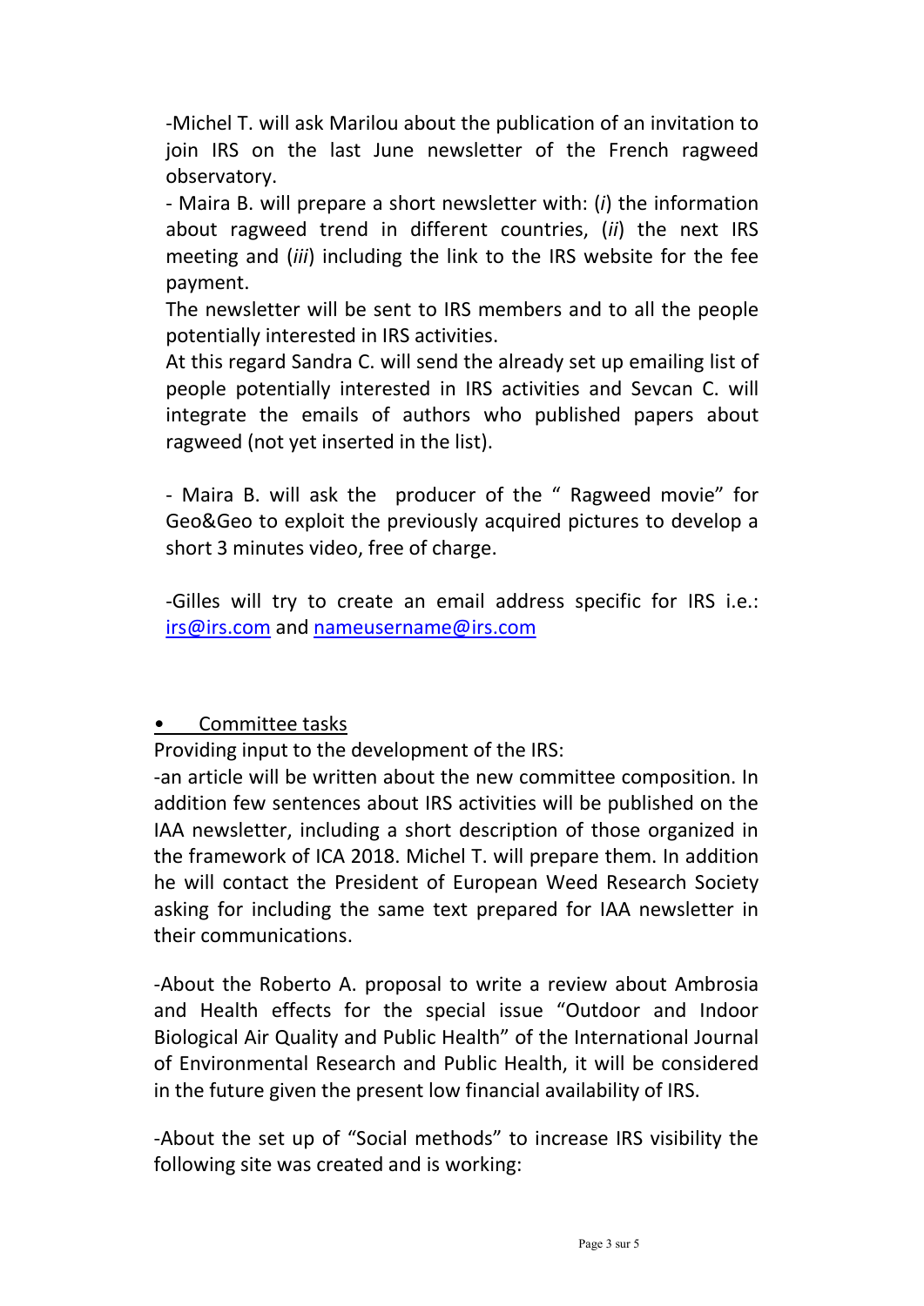-Michel T. will ask Marilou about the publication of an invitation to join IRS on the last June newsletter of the French ragweed observatory.

- Maira B. will prepare a short newsletter with: (*i*) the information about ragweed trend in different countries, (*ii*) the next IRS meeting and (*iii*) including the link to the IRS website for the fee payment.

The newsletter will be sent to IRS members and to all the people potentially interested in IRS activities.

At this regard Sandra C. will send the already set up emailing list of people potentially interested in IRS activities and Sevcan C. will integrate the emails of authors who published papers about ragweed (not yet inserted in the list).

- Maira B. will ask the producer of the " Ragweed movie" for Geo&Geo to exploit the previously acquired pictures to develop a short 3 minutes video, free of charge.

-Gilles will try to create an email address specific for IRS i.e.: irs@irs.com and nameusername@irs.com

- <u>Committee tasks</u>

Providing input to the development of the IRS:

-an article will be written about the new committee composition. In addition few sentences about IRS activities will be published on the IAA newsletter, including a short description of those organized in the framework of ICA 2018. Michel T. will prepare them. In addition he will contact the President of European Weed Research Society asking for including the same text prepared for IAA newsletter in their communications.

-About the Roberto A. proposal to write a review about Ambrosia and Health effects for the special issue "Outdoor and Indoor Biological Air Quality and Public Health" of the International Journal of Environmental Research and Public Health, it will be considered in the future given the present low financial availability of IRS.

-About the set up of "Social methods" to increase IRS visibility the following site was created and is working: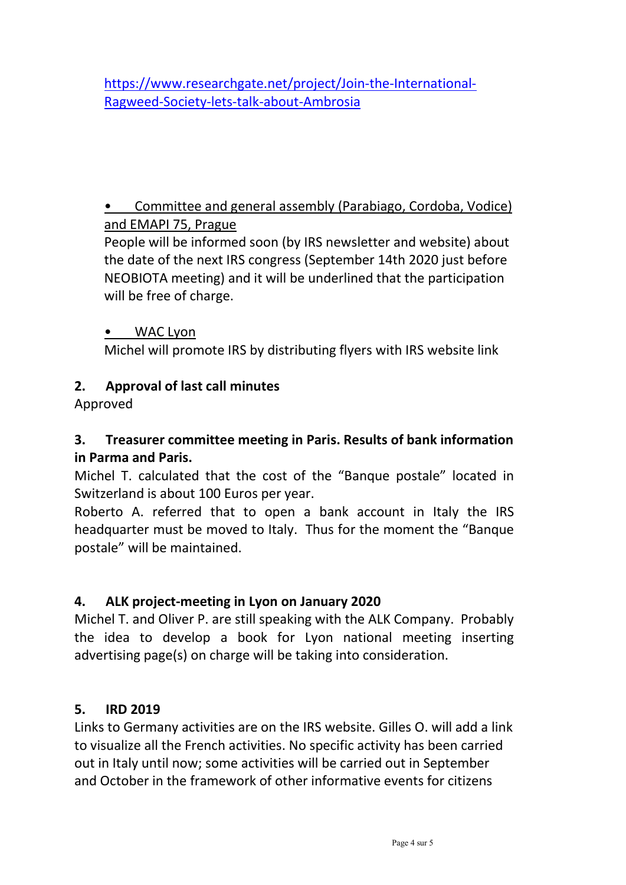https://www.researchgate.net/project/Join-the-International-Ragweed-Society-lets-talk-about-Ambrosia

- <u>Committee and general assembly (Parabiago, Cordoba, Vodice) and EMAPI 75, Prague</u>

  People will be informed soon (by IRS newsletter and website) about the date of the next IRS congress (September 14th 2020 just before NEOBIOTA meeting) and it will be underlined that the participation will be free of charge.

- <u>WAC Lyon</u>

  Michel will promote IRS by distributing flyers with IRS website link

**2. Approval of last call minutes**

Approved

**3. Treasurer committee meeting in Paris. Results of bank information in Parma and Paris.**

Michel T. calculated that the cost of the "Banque postale" located in Switzerland is about 100 Euros per year.

Roberto A. referred that to open a bank account in Italy the IRS headquarter must be moved to Italy. Thus for the moment the "Banque postale" will be maintained.

**4. ALK project-meeting in Lyon on January 2020**

Michel T. and Oliver P. are still speaking with the ALK Company. Probably the idea to develop a book for Lyon national meeting inserting advertising page(s) on charge will be taking into consideration.

**5. IRD 2019**

Links to Germany activities are on the IRS website. Gilles O. will add a link to visualize all the French activities. No specific activity has been carried out in Italy until now; some activities will be carried out in September and October in the framework of other informative events for citizens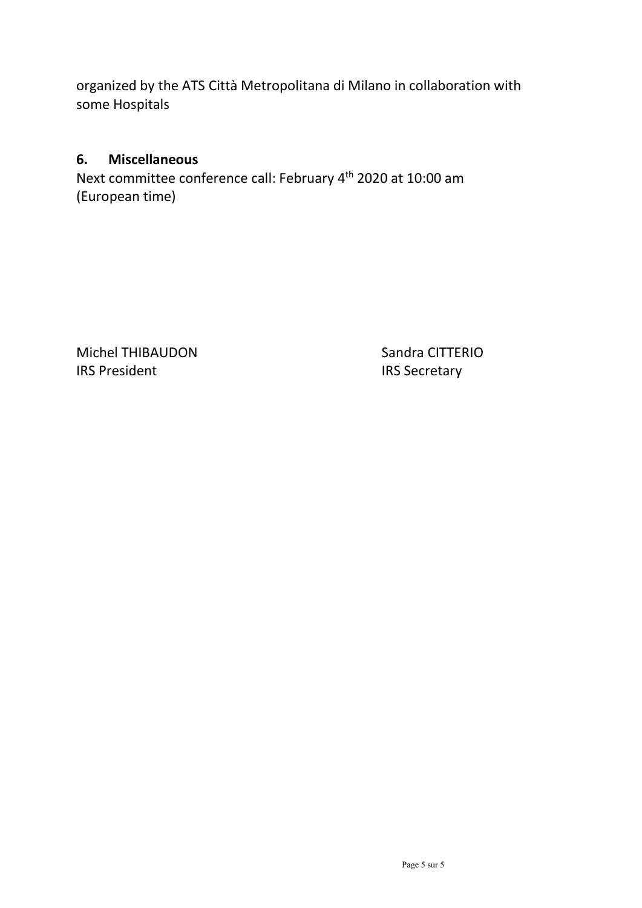organized by the ATS Città Metropolitana di Milano in collaboration with some Hospitals

## 6. Miscellaneous

Next committee conference call: February 4th 2020 at 10:00 am (European time)

Michel THIBAUDON
IRS President

Sandra CITTERIO
IRS Secretary